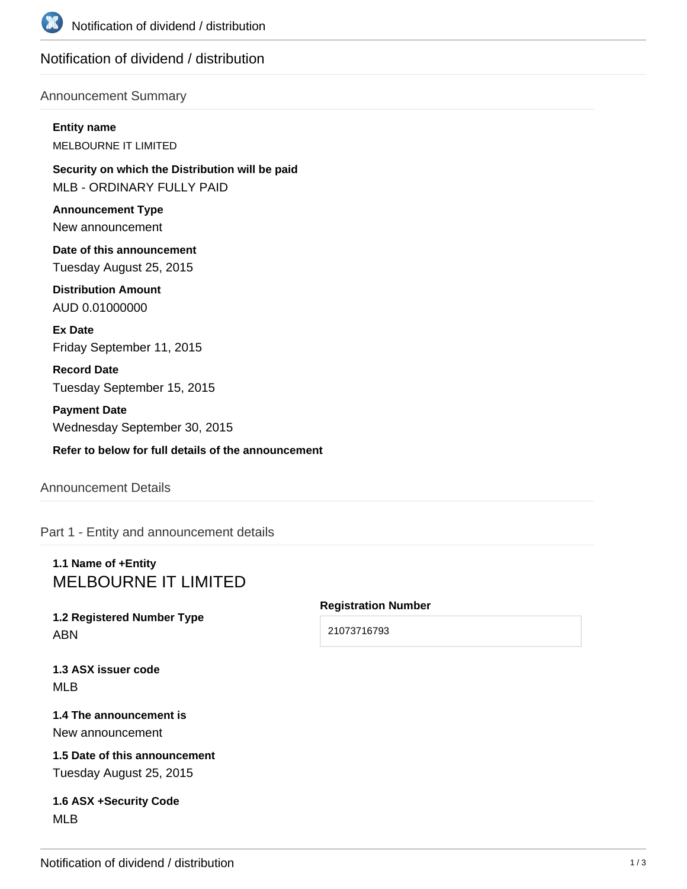# Notification of dividend / distribution

## Announcement Summary

**Entity name**

MELBOURNE IT LIMITED

**Security on which the Distribution will be paid**

MLB - ORDINARY FULLY PAID

**Announcement Type**

New announcement

**Date of this announcement**

Tuesday August 25, 2015

**Distribution Amount**

AUD 0.01000000

**Ex Date**

Friday September 11, 2015

**Record Date**

Tuesday September 15, 2015

**Payment Date**

Wednesday September 30, 2015

**Refer to below for full details of the announcement**

## Announcement Details

### Part 1 - Entity and announcement details

**1.1 Name of +Entity**

MELBOURNE IT LIMITED

**1.2 Registered Number Type**

ABN

**Registration Number**

21073716793

**1.3 ASX issuer code**

MLB

**1.4 The announcement is**

New announcement

**1.5 Date of this announcement**

Tuesday August 25, 2015

**1.6 ASX +Security Code**

MLB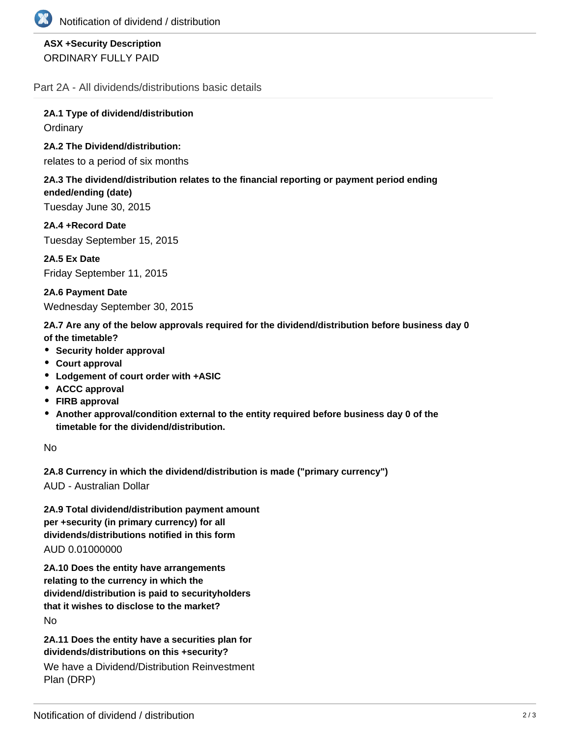**ASX +Security Description**

ORDINARY FULLY PAID

## Part 2A - All dividends/distributions basic details

**2A.1 Type of dividend/distribution**

Ordinary

**2A.2 The Dividend/distribution:**

relates to a period of six months

**2A.3 The dividend/distribution relates to the financial reporting or payment period ending ended/ending (date)**

Tuesday June 30, 2015

**2A.4 +Record Date**

Tuesday September 15, 2015

**2A.5 Ex Date**

Friday September 11, 2015

**2A.6 Payment Date**

Wednesday September 30, 2015

**2A.7 Are any of the below approvals required for the dividend/distribution before business day 0 of the timetable?**

- **Security holder approval**
- **Court approval**
- **Lodgement of court order with +ASIC**
- **ACCC approval**
- **FIRB approval**
- **Another approval/condition external to the entity required before business day 0 of the timetable for the dividend/distribution.**

No

**2A.8 Currency in which the dividend/distribution is made ("primary currency")**

AUD - Australian Dollar

**2A.9 Total dividend/distribution payment amount per +security (in primary currency) for all dividends/distributions notified in this form**

AUD 0.01000000

**2A.10 Does the entity have arrangements relating to the currency in which the dividend/distribution is paid to securityholders that it wishes to disclose to the market?**

No

**2A.11 Does the entity have a securities plan for dividends/distributions on this +security?**

We have a Dividend/Distribution Reinvestment Plan (DRP)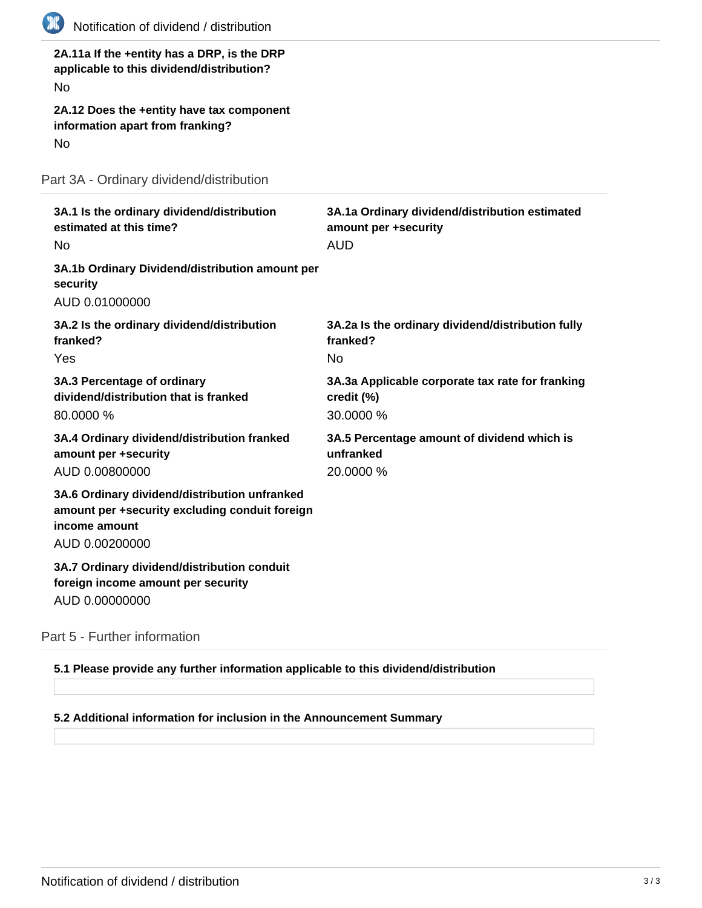**2A.11a If the +entity has a DRP, is the DRP applicable to this dividend/distribution?**

No

**2A.12 Does the +entity have tax component information apart from franking?**

No

## Part 3A - Ordinary dividend/distribution

**3A.1 Is the ordinary dividend/distribution estimated at this time?**

No

**3A.1a Ordinary dividend/distribution estimated amount per +security**

AUD

**3A.1b Ordinary Dividend/distribution amount per security**

AUD 0.01000000

**3A.2 Is the ordinary dividend/distribution franked?**

Yes

**3A.2a Is the ordinary dividend/distribution fully franked?**

No

**3A.3 Percentage of ordinary dividend/distribution that is franked**

80.0000 %

**3A.3a Applicable corporate tax rate for franking credit (%)**

30.0000 %

**3A.4 Ordinary dividend/distribution franked amount per +security**

AUD 0.00800000

**3A.5 Percentage amount of dividend which is unfranked**

20.0000 %

**3A.6 Ordinary dividend/distribution unfranked amount per +security excluding conduit foreign income amount**

AUD 0.00200000

**3A.7 Ordinary dividend/distribution conduit foreign income amount per security**

AUD 0.00000000

## Part 5 - Further information

**5.1 Please provide any further information applicable to this dividend/distribution**

**5.2 Additional information for inclusion in the Announcement Summary**